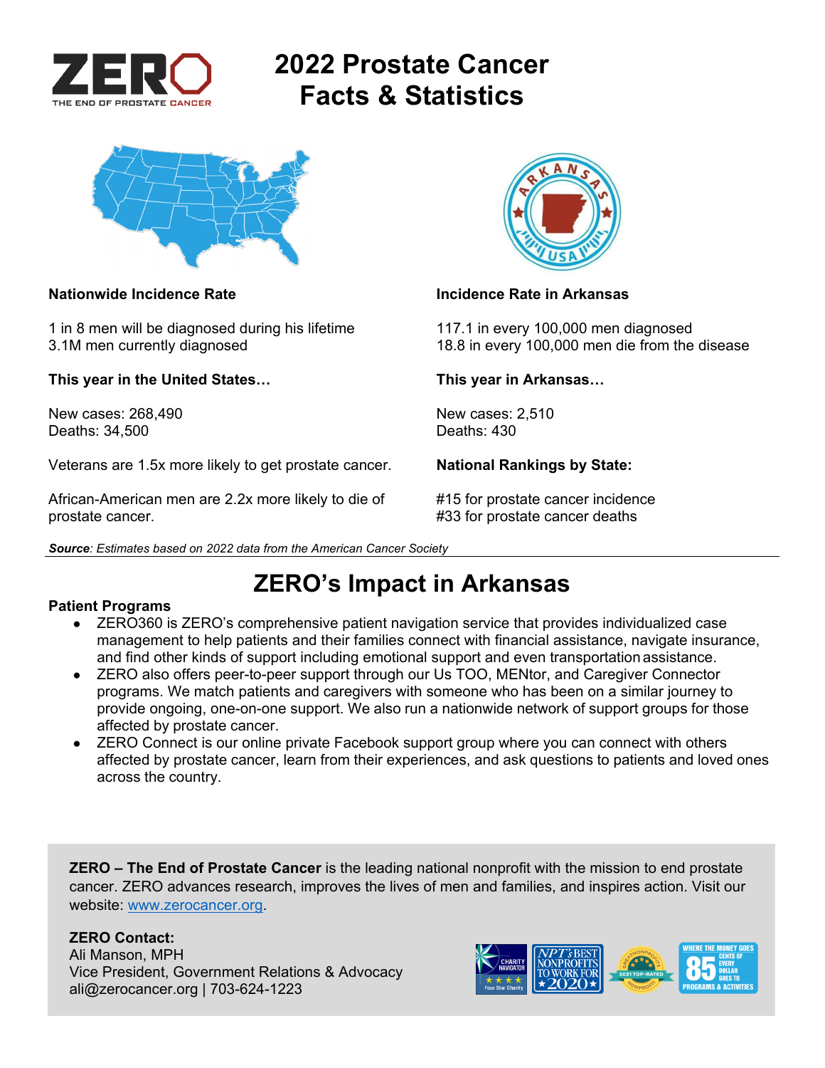ZERO
THE END OF PROSTATE CANCER

# 2022 Prostate Cancer Facts & Statistics

**Nationwide Incidence Rate**

1 in 8 men will be diagnosed during his lifetime
3.1M men currently diagnosed

**This year in the United States…**

New cases: 268,490
Deaths: 34,500

Veterans are 1.5x more likely to get prostate cancer.

African-American men are 2.2x more likely to die of prostate cancer.

**Incidence Rate in Arkansas**

117.1 in every 100,000 men diagnosed
18.8 in every 100,000 men die from the disease

**This year in Arkansas…**

New cases: 2,510
Deaths: 430

**National Rankings by State:**

#15 for prostate cancer incidence
#33 for prostate cancer deaths

***Source**: Estimates based on 2022 data from the American Cancer Society*

## ZERO's Impact in Arkansas

**Patient Programs**

- ZERO360 is ZERO's comprehensive patient navigation service that provides individualized case management to help patients and their families connect with financial assistance, navigate insurance, and find other kinds of support including emotional support and even transportation assistance.
- ZERO also offers peer-to-peer support through our Us TOO, MENtor, and Caregiver Connector programs. We match patients and caregivers with someone who has been on a similar journey to provide ongoing, one-on-one support. We also run a nationwide network of support groups for those affected by prostate cancer.
- ZERO Connect is our online private Facebook support group where you can connect with others affected by prostate cancer, learn from their experiences, and ask questions to patients and loved ones across the country.

**ZERO – The End of Prostate Cancer** is the leading national nonprofit with the mission to end prostate cancer. ZERO advances research, improves the lives of men and families, and inspires action. Visit our website: [www.zerocancer.org](http://www.zerocancer.org).

**ZERO Contact:**
Ali Manson, MPH
Vice President, Government Relations & Advocacy
ali@zerocancer.org | 703-624-1223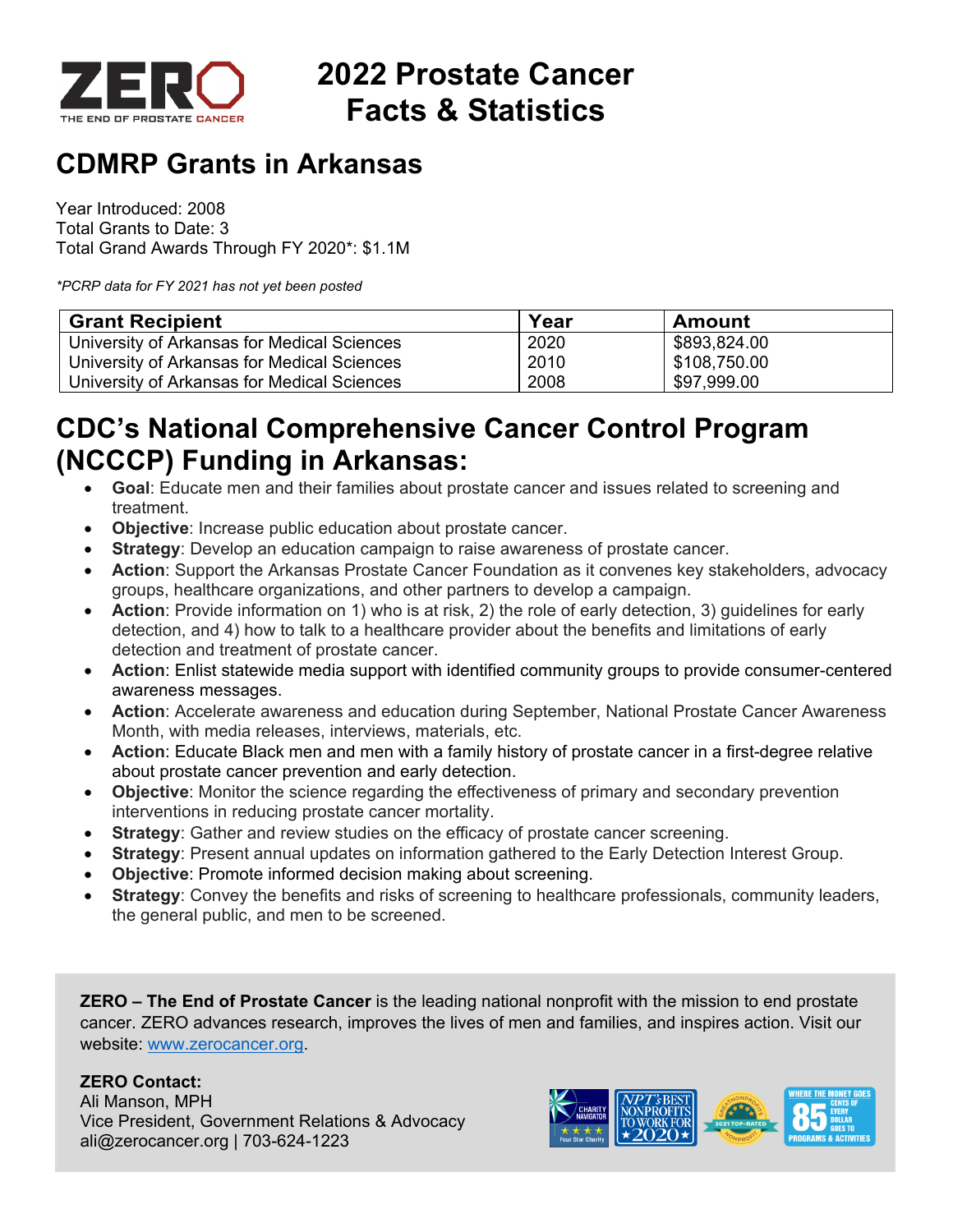# 2022 Prostate Cancer Facts & Statistics

## CDMRP Grants in Arkansas

Year Introduced: 2008
Total Grants to Date: 3
Total Grand Awards Through FY 2020*: $1.1M

*\*PCRP data for FY 2021 has not yet been posted*

| Grant Recipient | Year | Amount |
|---|---|---|
| University of Arkansas for Medical Sciences | 2020 | $893,824.00 |
| University of Arkansas for Medical Sciences | 2010 | $108,750.00 |
| University of Arkansas for Medical Sciences | 2008 | $97,999.00 |

## CDC's National Comprehensive Cancer Control Program (NCCCP) Funding in Arkansas:

- **Goal**: Educate men and their families about prostate cancer and issues related to screening and treatment.
- **Objective**: Increase public education about prostate cancer.
- **Strategy**: Develop an education campaign to raise awareness of prostate cancer.
- **Action**: Support the Arkansas Prostate Cancer Foundation as it convenes key stakeholders, advocacy groups, healthcare organizations, and other partners to develop a campaign.
- **Action**: Provide information on 1) who is at risk, 2) the role of early detection, 3) guidelines for early detection, and 4) how to talk to a healthcare provider about the benefits and limitations of early detection and treatment of prostate cancer.
- **Action**: Enlist statewide media support with identified community groups to provide consumer-centered awareness messages.
- **Action**: Accelerate awareness and education during September, National Prostate Cancer Awareness Month, with media releases, interviews, materials, etc.
- **Action**: Educate Black men and men with a family history of prostate cancer in a first-degree relative about prostate cancer prevention and early detection.
- **Objective**: Monitor the science regarding the effectiveness of primary and secondary prevention interventions in reducing prostate cancer mortality.
- **Strategy**: Gather and review studies on the efficacy of prostate cancer screening.
- **Strategy**: Present annual updates on information gathered to the Early Detection Interest Group.
- **Objective**: Promote informed decision making about screening.
- **Strategy**: Convey the benefits and risks of screening to healthcare professionals, community leaders, the general public, and men to be screened.

**ZERO – The End of Prostate Cancer** is the leading national nonprofit with the mission to end prostate cancer. ZERO advances research, improves the lives of men and families, and inspires action. Visit our website: www.zerocancer.org.

**ZERO Contact:**
Ali Manson, MPH
Vice President, Government Relations & Advocacy
ali@zerocancer.org | 703-624-1223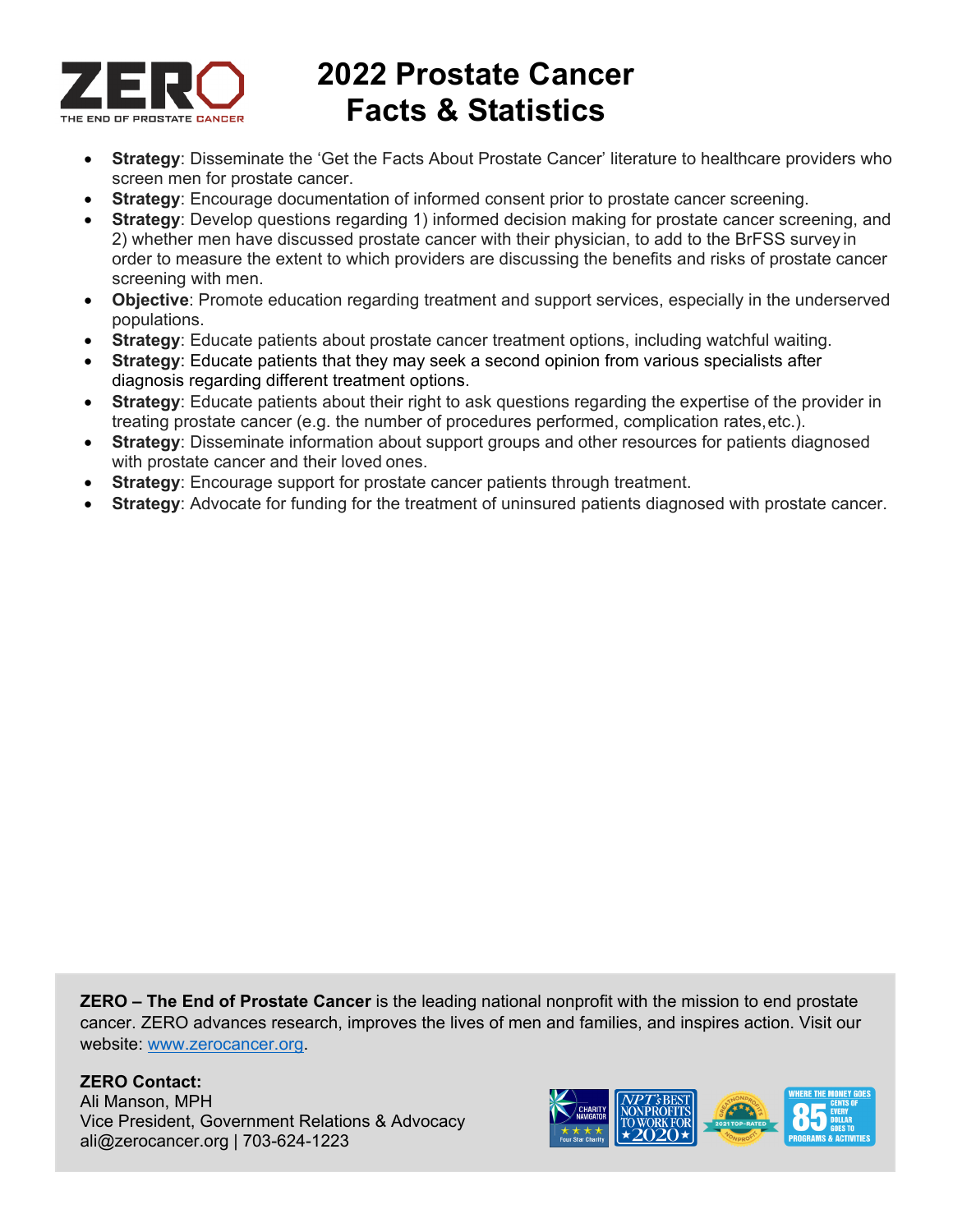# 2022 Prostate Cancer Facts & Statistics

- **Strategy**: Disseminate the 'Get the Facts About Prostate Cancer' literature to healthcare providers who screen men for prostate cancer.
- **Strategy**: Encourage documentation of informed consent prior to prostate cancer screening.
- **Strategy**: Develop questions regarding 1) informed decision making for prostate cancer screening, and 2) whether men have discussed prostate cancer with their physician, to add to the BrFSS survey in order to measure the extent to which providers are discussing the benefits and risks of prostate cancer screening with men.
- **Objective**: Promote education regarding treatment and support services, especially in the underserved populations.
- **Strategy**: Educate patients about prostate cancer treatment options, including watchful waiting.
- **Strategy**: Educate patients that they may seek a second opinion from various specialists after diagnosis regarding different treatment options.
- **Strategy**: Educate patients about their right to ask questions regarding the expertise of the provider in treating prostate cancer (e.g. the number of procedures performed, complication rates, etc.).
- **Strategy**: Disseminate information about support groups and other resources for patients diagnosed with prostate cancer and their loved ones.
- **Strategy**: Encourage support for prostate cancer patients through treatment.
- **Strategy**: Advocate for funding for the treatment of uninsured patients diagnosed with prostate cancer.

**ZERO – The End of Prostate Cancer** is the leading national nonprofit with the mission to end prostate cancer. ZERO advances research, improves the lives of men and families, and inspires action. Visit our website: www.zerocancer.org.

**ZERO Contact:**
Ali Manson, MPH
Vice President, Government Relations & Advocacy
ali@zerocancer.org | 703-624-1223